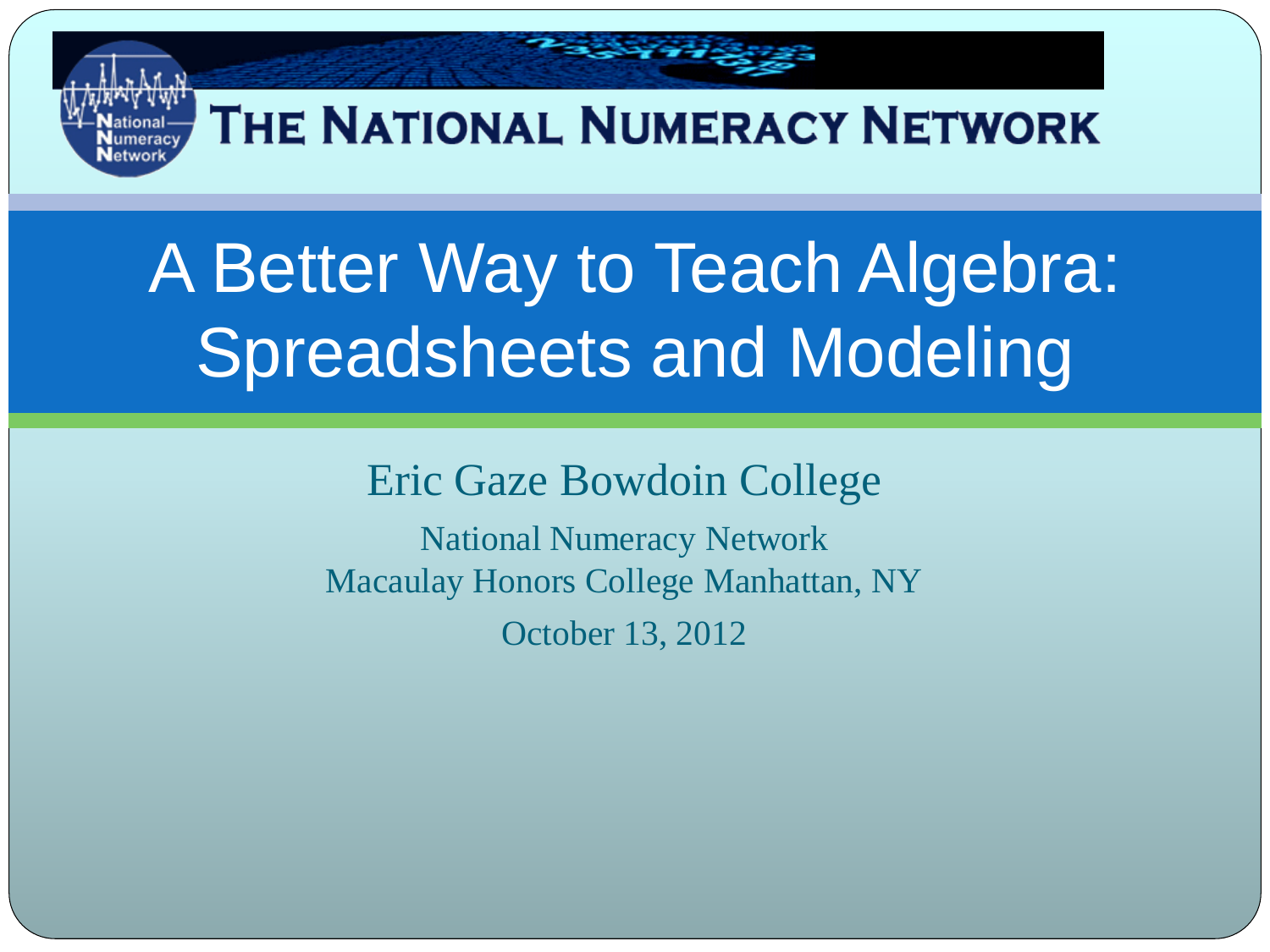THE NATIONAL NUMERACY NETWORK

# A Better Way to Teach Algebra: Spreadsheets and Modeling

Eric Gaze Bowdoin College

National Numeracy Network
Macaulay Honors College Manhattan, NY

October 13, 2012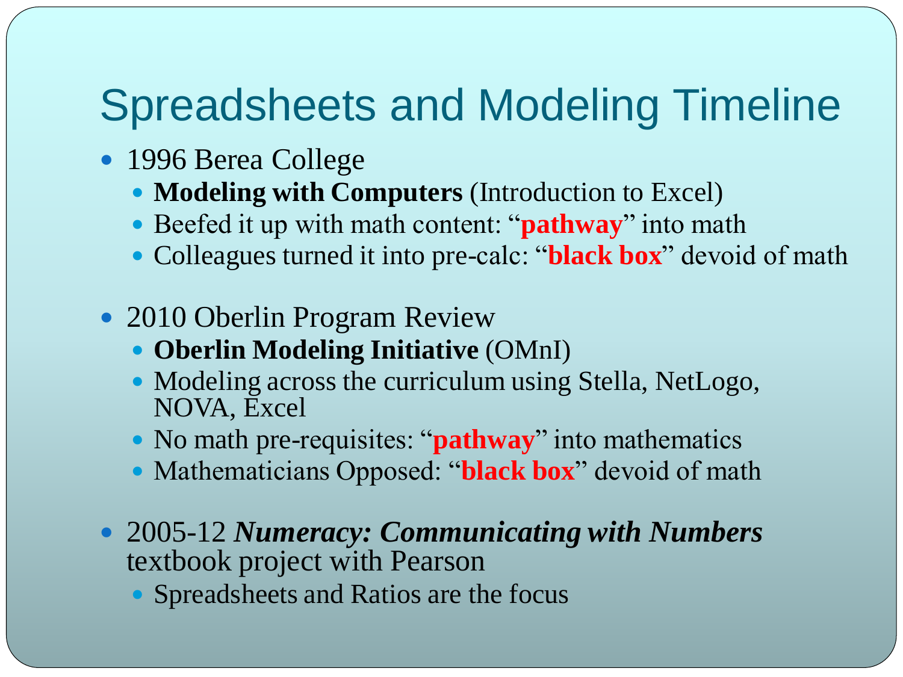# Spreadsheets and Modeling Timeline

- 1996 Berea College
  - **Modeling with Computers** (Introduction to Excel)
  - Beefed it up with math content: "**pathway**" into math
  - Colleagues turned it into pre-calc: "**black box**" devoid of math

- 2010 Oberlin Program Review
  - **Oberlin Modeling Initiative** (OMnI)
  - Modeling across the curriculum using Stella, NetLogo, NOVA, Excel
  - No math pre-requisites: "**pathway**" into mathematics
  - Mathematicians Opposed: "**black box**" devoid of math

- 2005-12 ***Numeracy: Communicating with Numbers*** textbook project with Pearson
  - Spreadsheets and Ratios are the focus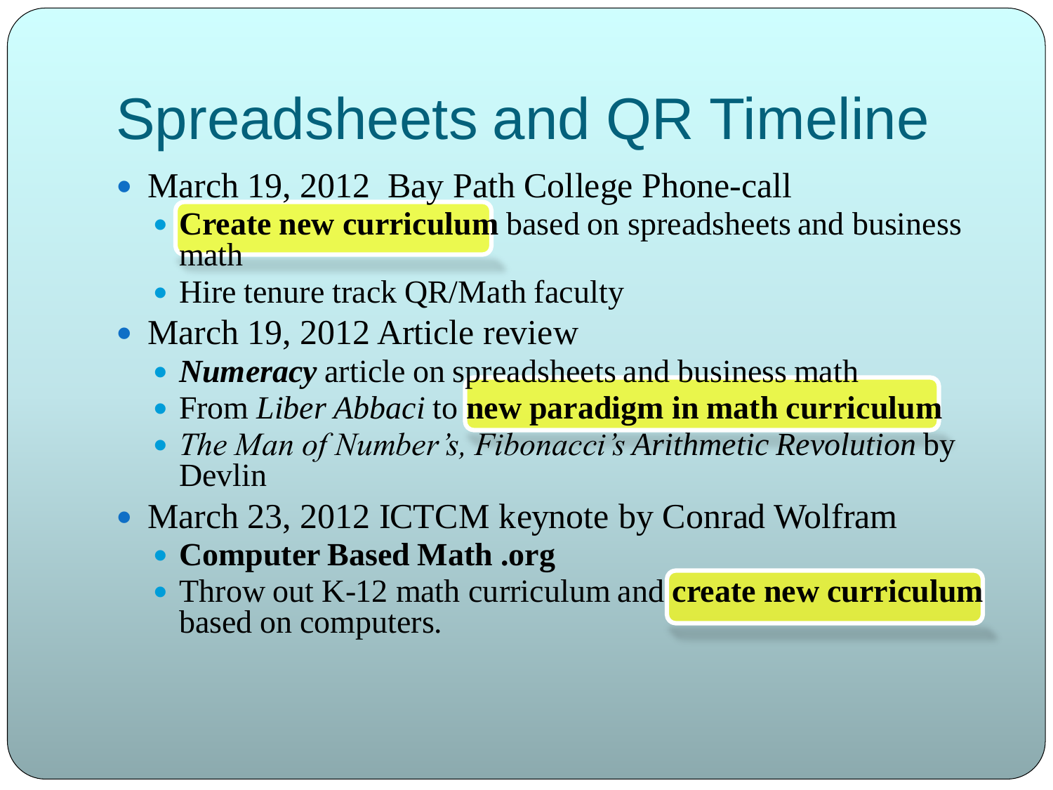# Spreadsheets and QR Timeline

- March 19, 2012 Bay Path College Phone-call
  - **Create new curriculum** based on spreadsheets and business math
  - Hire tenure track QR/Math faculty
- March 19, 2012 Article review
  - ***Numeracy*** article on spreadsheets and business math
  - From *Liber Abbaci* to **new paradigm in math curriculum**
  - *The Man of Number's, Fibonacci's Arithmetic Revolution* by Devlin
- March 23, 2012 ICTCM keynote by Conrad Wolfram
  - **Computer Based Math .org**
  - Throw out K-12 math curriculum and **create new curriculum** based on computers.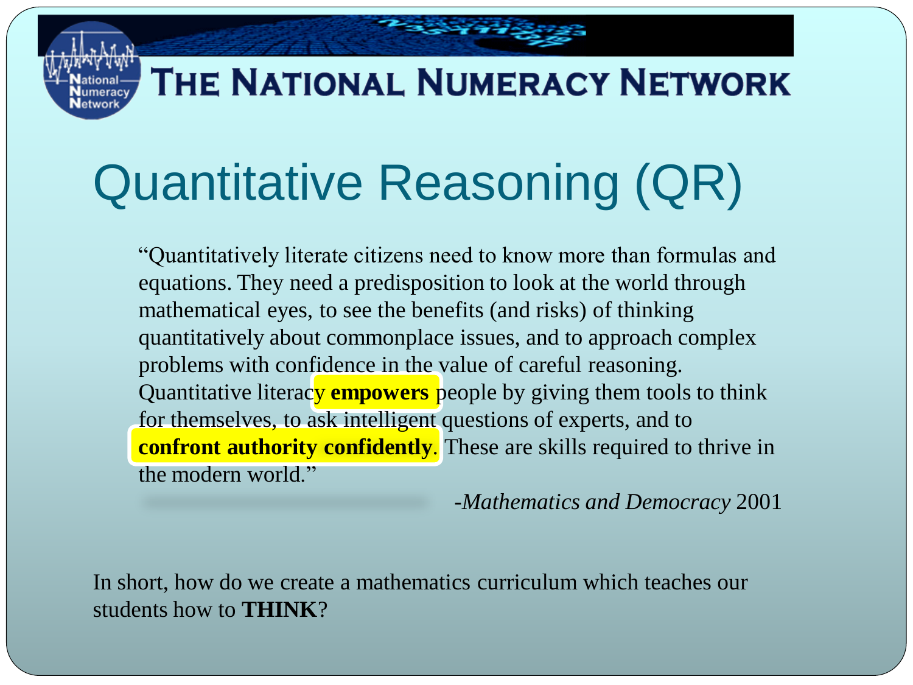THE NATIONAL NUMERACY NETWORK

# Quantitative Reasoning (QR)

> "Quantitatively literate citizens need to know more than formulas and equations. They need a predisposition to look at the world through mathematical eyes, to see the benefits (and risks) of thinking quantitatively about commonplace issues, and to approach complex problems with confidence in the value of careful reasoning. Quantitative literacy **empowers** people by giving them tools to think for themselves, to ask intelligent questions of experts, and to **confront authority confidently**. These are skills required to thrive in the modern world."
>
> -*Mathematics and Democracy* 2001

In short, how do we create a mathematics curriculum which teaches our students how to **THINK**?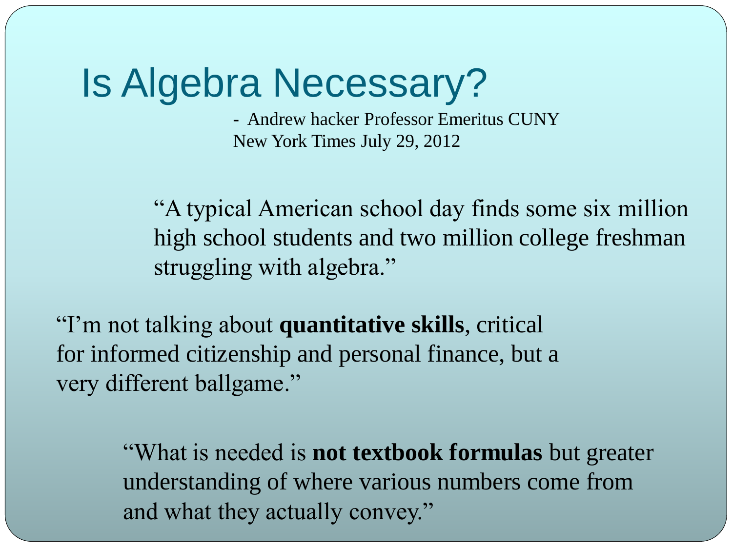# Is Algebra Necessary?

- Andrew hacker Professor Emeritus CUNY
New York Times July 29, 2012

"A typical American school day finds some six million high school students and two million college freshman struggling with algebra."

"I'm not talking about **quantitative skills**, critical for informed citizenship and personal finance, but a very different ballgame."

"What is needed is **not textbook formulas** but greater understanding of where various numbers come from and what they actually convey."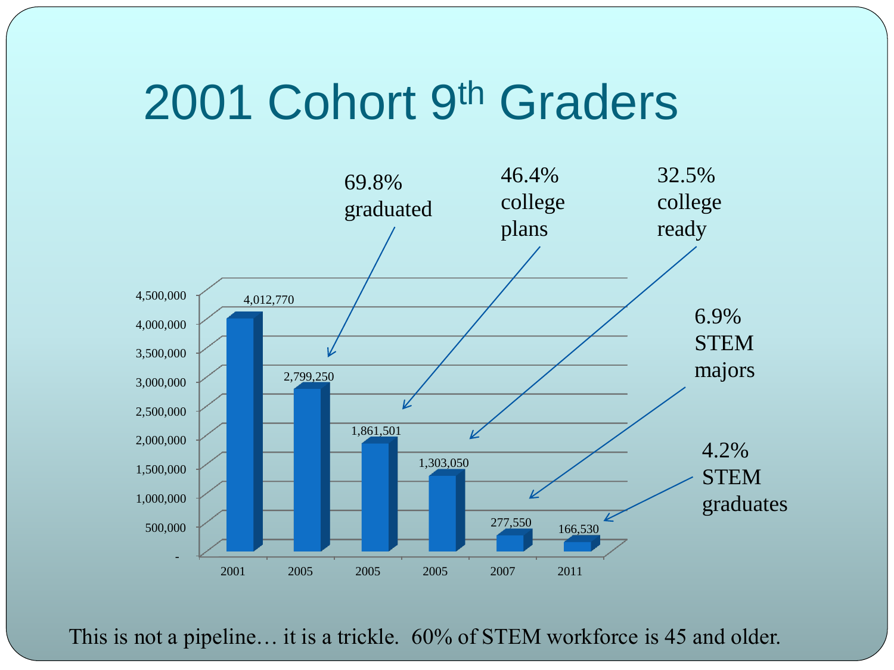# 2001 Cohort 9th Graders

| Year | Count | Label |
|---|---|---|
| 2001 | 4,012,770 | |
| 2005 | 2,799,250 | 69.8% graduated |
| 2005 | 1,861,501 | 46.4% college plans |
| 2005 | 1,303,050 | 32.5% college ready |
| 2007 | 277,550 | 6.9% STEM majors |
| 2011 | 166,530 | 4.2% STEM graduates |

This is not a pipeline… it is a trickle. 60% of STEM workforce is 45 and older.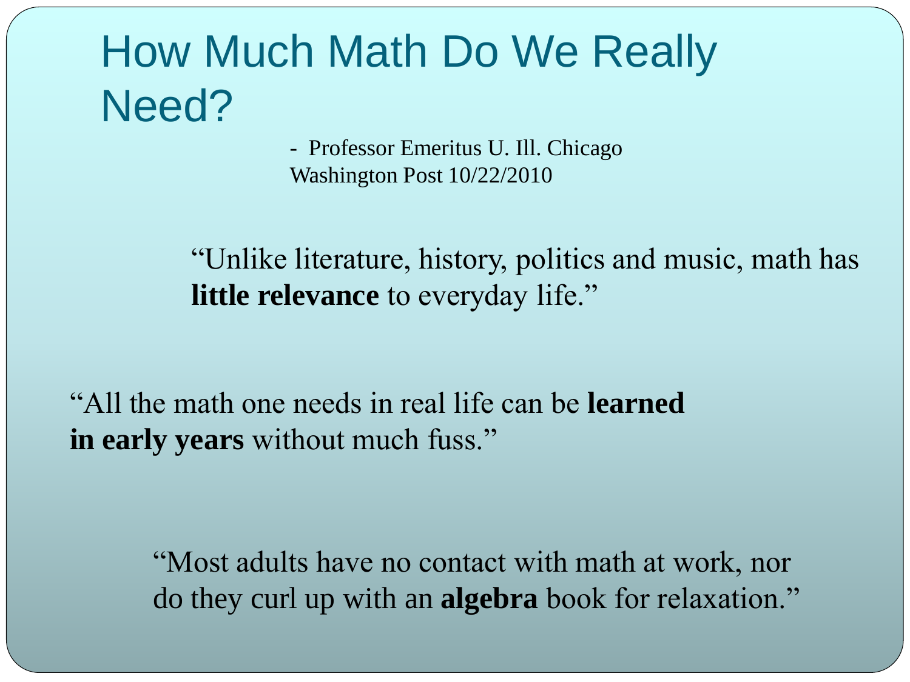# How Much Math Do We Really Need?

- Professor Emeritus U. Ill. Chicago
Washington Post 10/22/2010

"Unlike literature, history, politics and music, math has **little relevance** to everyday life."

"All the math one needs in real life can be **learned in early years** without much fuss."

"Most adults have no contact with math at work, nor do they curl up with an **algebra** book for relaxation."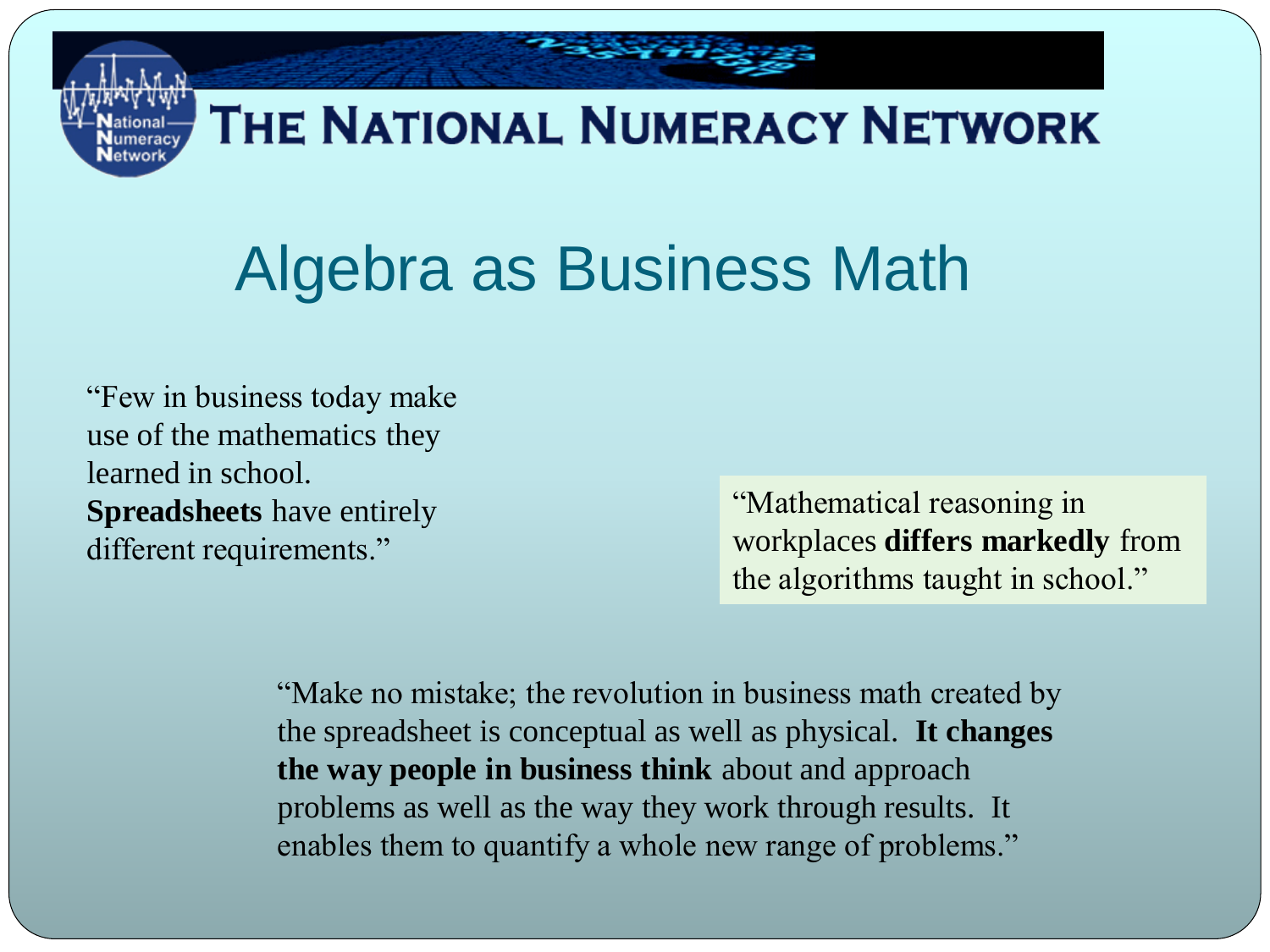# Algebra as Business Math

"Few in business today make use of the mathematics they learned in school. **Spreadsheets** have entirely different requirements."

"Mathematical reasoning in workplaces **differs markedly** from the algorithms taught in school."

"Make no mistake; the revolution in business math created by the spreadsheet is conceptual as well as physical. **It changes the way people in business think** about and approach problems as well as the way they work through results. It enables them to quantify a whole new range of problems."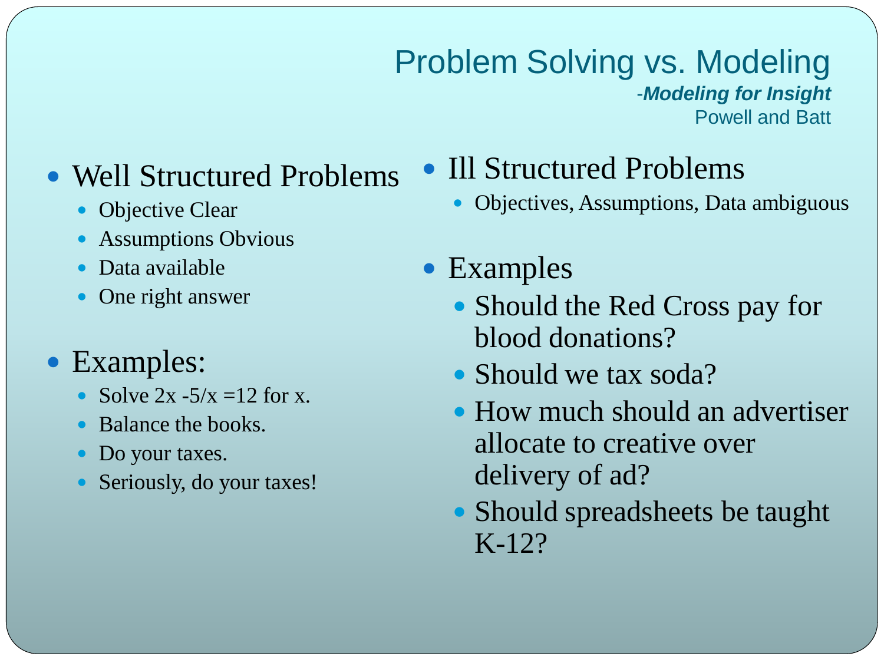# Problem Solving vs. Modeling

-***Modeling for Insight***
Powell and Batt

- Well Structured Problems
  - Objective Clear
  - Assumptions Obvious
  - Data available
  - One right answer
- Examples:
  - Solve $2x - 5/x = 12$ for x.
  - Balance the books.
  - Do your taxes.
  - Seriously, do your taxes!

- Ill Structured Problems
  - Objectives, Assumptions, Data ambiguous
- Examples
  - Should the Red Cross pay for blood donations?
  - Should we tax soda?
  - How much should an advertiser allocate to creative over delivery of ad?
  - Should spreadsheets be taught K-12?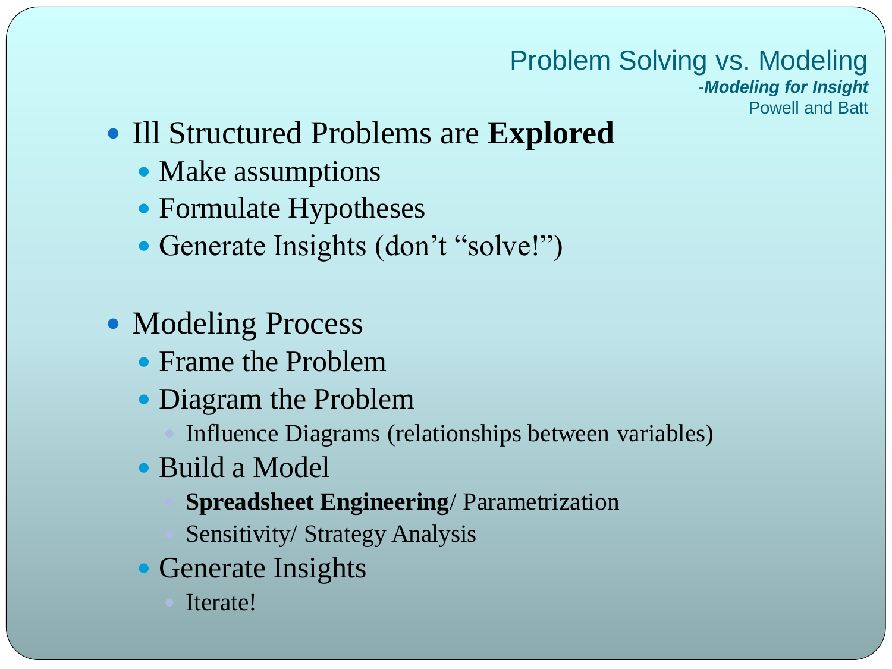## Problem Solving vs. Modeling

*-Modeling for Insight*
Powell and Batt

- Ill Structured Problems are **Explored**
  - Make assumptions
  - Formulate Hypotheses
  - Generate Insights (don't "solve!")

- Modeling Process
  - Frame the Problem
  - Diagram the Problem
    - Influence Diagrams (relationships between variables)
  - Build a Model
    - **Spreadsheet Engineering**/ Parametrization
    - Sensitivity/ Strategy Analysis
  - Generate Insights
    - Iterate!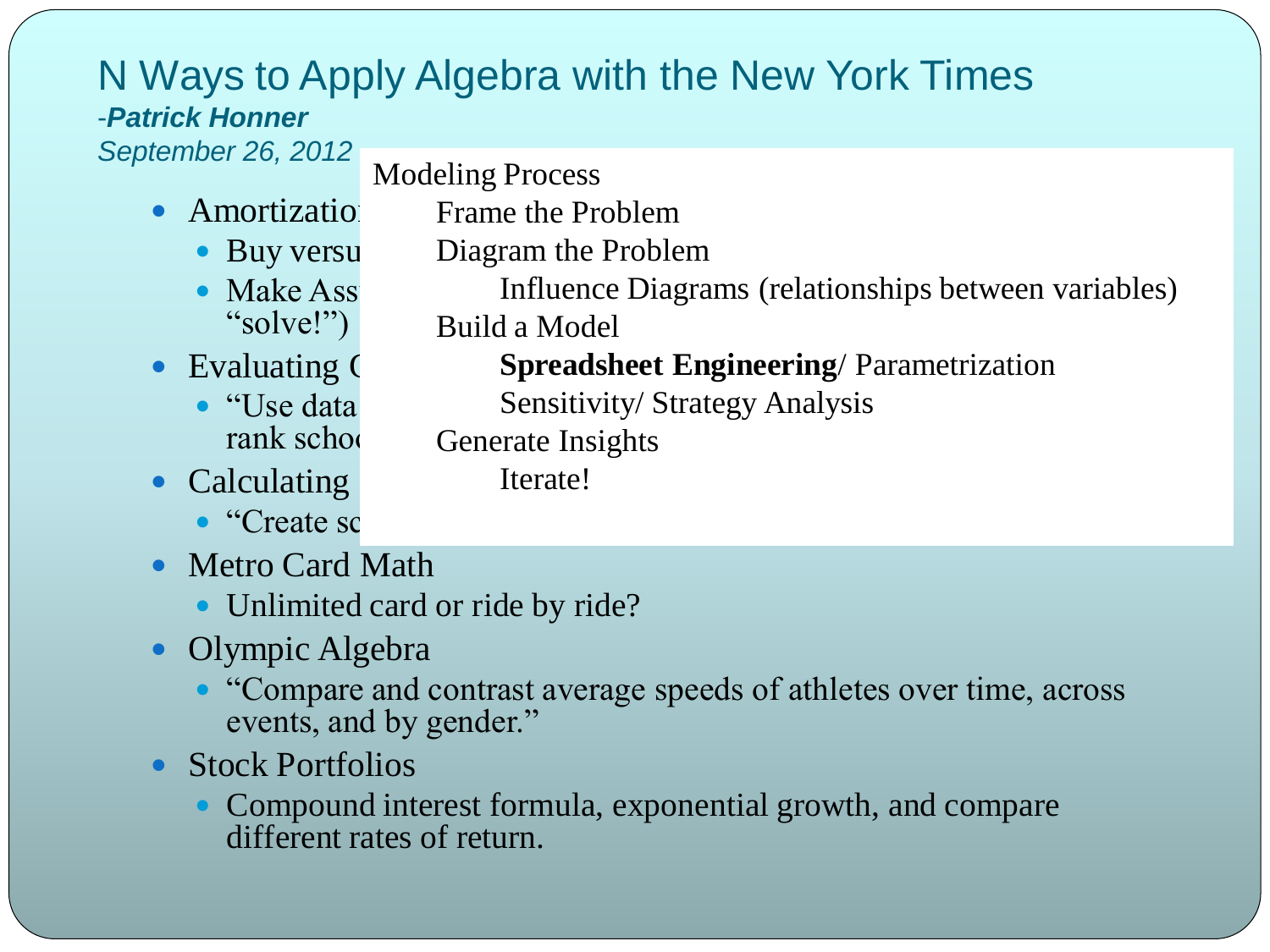# N Ways to Apply Algebra with the New York Times

*-**Patrick Honner***

*September 26, 2012*

- Amortization
  - Buy versu
  - Make Ass
    "solve!")
- Evaluating C
  - "Use data
    rank schoo
- Calculating
  - "Create sc
- Metro Card Math
  - Unlimited card or ride by ride?
- Olympic Algebra
  - "Compare and contrast average speeds of athletes over time, across events, and by gender."
- Stock Portfolios
  - Compound interest formula, exponential growth, and compare different rates of return.

Modeling Process

- Frame the Problem
- Diagram the Problem
  - Influence Diagrams (relationships between variables)
- Build a Model
  - **Spreadsheet Engineering**/ Parametrization
  - Sensitivity/ Strategy Analysis
- Generate Insights
  - Iterate!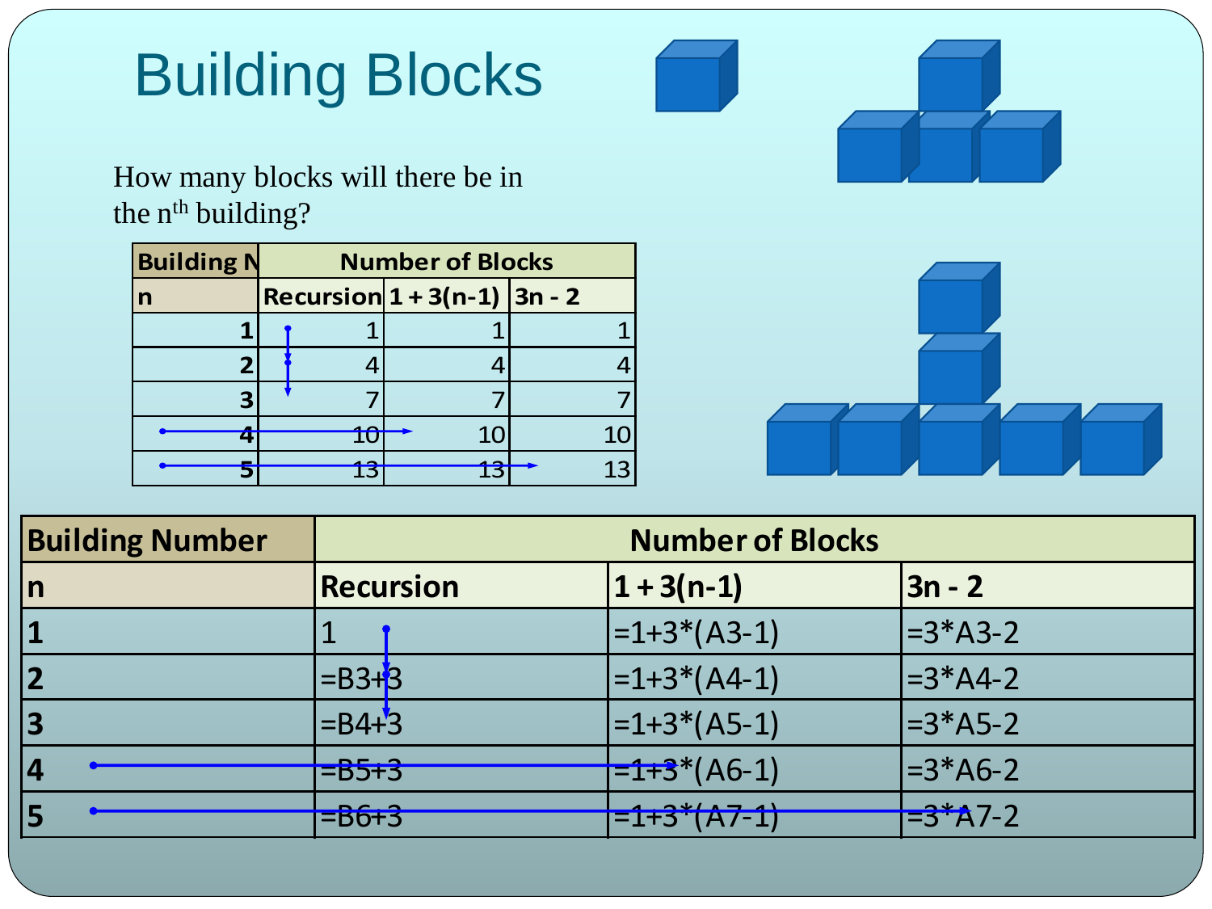# Building Blocks

How many blocks will there be in the $n^{th}$ building?

| Building N | Number of Blocks | | |
|---|---|---|---|
| n | Recursion | 1 + 3(n-1) | 3n - 2 |
| 1 | 1 | 1 | 1 |
| 2 | 4 | 4 | 4 |
| 3 | 7 | 7 | 7 |
| 4 | 10 | 10 | 10 |
| 5 | 13 | 13 | 13 |

| Building Number | Number of Blocks | | |
|---|---|---|---|
| n | Recursion | 1 + 3(n-1) | 3n - 2 |
| 1 | 1 | =1+3*(A3-1) | =3*A3-2 |
| 2 | =B3+3 | =1+3*(A4-1) | =3*A4-2 |
| 3 | =B4+3 | =1+3*(A5-1) | =3*A5-2 |
| 4 | =B5+3 | =1+3*(A6-1) | =3*A6-2 |
| 5 | =B6+3 | =1+3*(A7-1) | =3*A7-2 |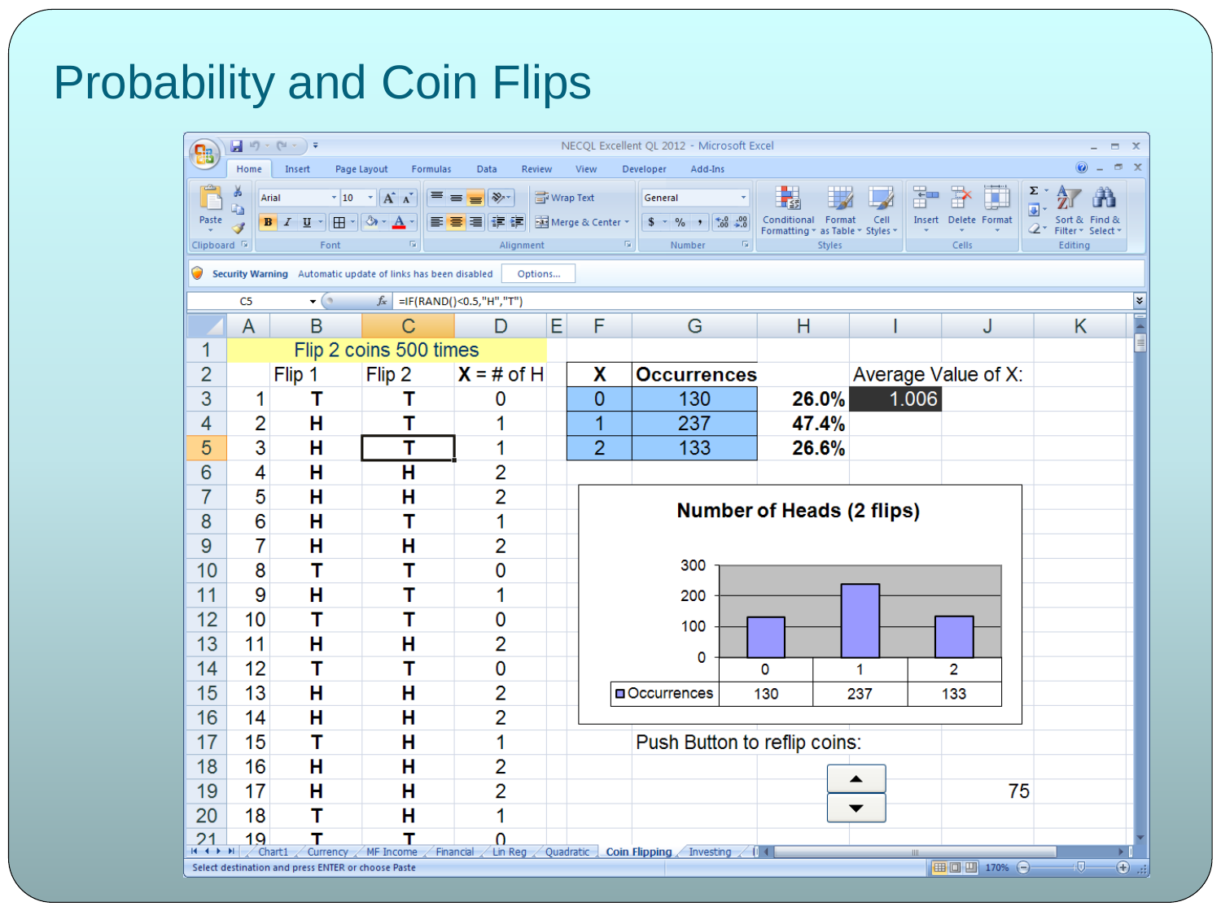# Probability and Coin Flips

Formula in C5: `=IF(RAND()<0.5,"H","T")`

**Flip 2 coins 500 times**

| | Flip 1 | Flip 2 | X = # of H |
|---|---|---|---|
| 1 | T | T | 0 |
| 2 | H | T | 1 |
| 3 | H | T | 1 |
| 4 | H | H | 2 |
| 5 | H | H | 2 |
| 6 | H | T | 1 |
| 7 | H | H | 2 |
| 8 | T | T | 0 |
| 9 | H | T | 1 |
| 10 | T | T | 0 |
| 11 | H | H | 2 |
| 12 | T | T | 0 |
| 13 | H | H | 2 |
| 14 | H | H | 2 |
| 15 | T | H | 1 |
| 16 | H | H | 2 |
| 17 | H | H | 2 |
| 18 | T | H | 1 |
| 19 | T | T | 0 |

| X | Occurrences | |
|---|---|---|
| 0 | 130 | 26.0% |
| 1 | 237 | 47.4% |
| 2 | 133 | 26.6% |

Average Value of X: 1.006

**Number of Heads (2 flips)**

| | 0 | 1 | 2 |
|---|---|---|---|
| Occurrences | 130 | 237 | 133 |

Push Button to reflip coins: 75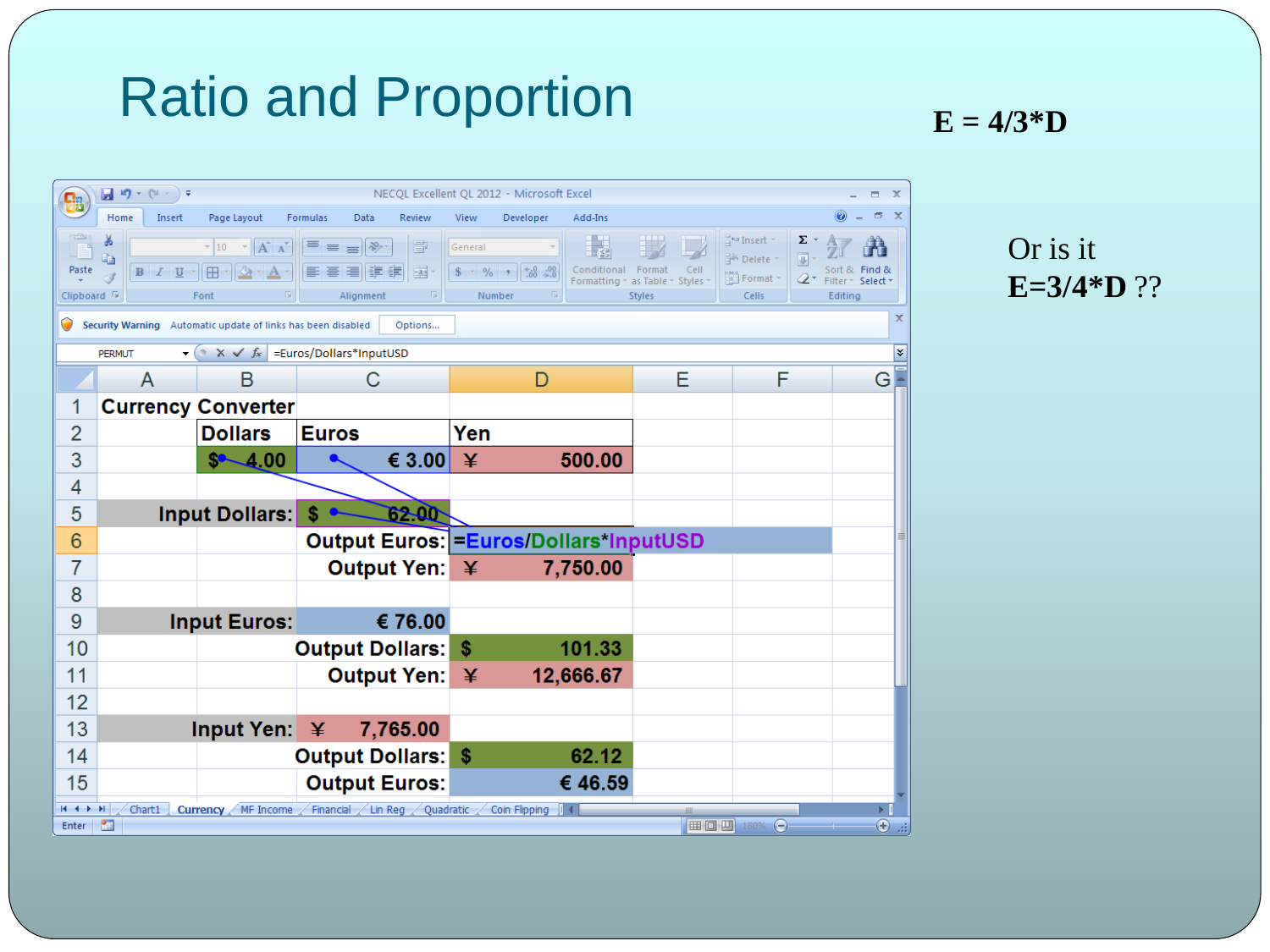# Ratio and Proportion

**E = 4/3*D**

Or is it

**E=3/4*D** ??

=Euros/Dollars*InputUSD

| | A | B | C | D |
|---|---|---|---|---|
| 1 | Currency Converter | | | |
| 2 | | Dollars | Euros | Yen |
| 3 | | $ 4.00 | € 3.00 | ¥ 500.00 |
| 4 | | | | |
| 5 | Input Dollars: | | $ 62.00 | |
| 6 | | | Output Euros: | =Euros/Dollars*InputUSD |
| 7 | | | Output Yen: | ¥ 7,750.00 |
| 8 | | | | |
| 9 | Input Euros: | | € 76.00 | |
| 10 | | | Output Dollars: | $ 101.33 |
| 11 | | | Output Yen: | ¥ 12,666.67 |
| 12 | | | | |
| 13 | Input Yen: | | ¥ 7,765.00 | |
| 14 | | | Output Dollars: | $ 62.12 |
| 15 | | | Output Euros: | € 46.59 |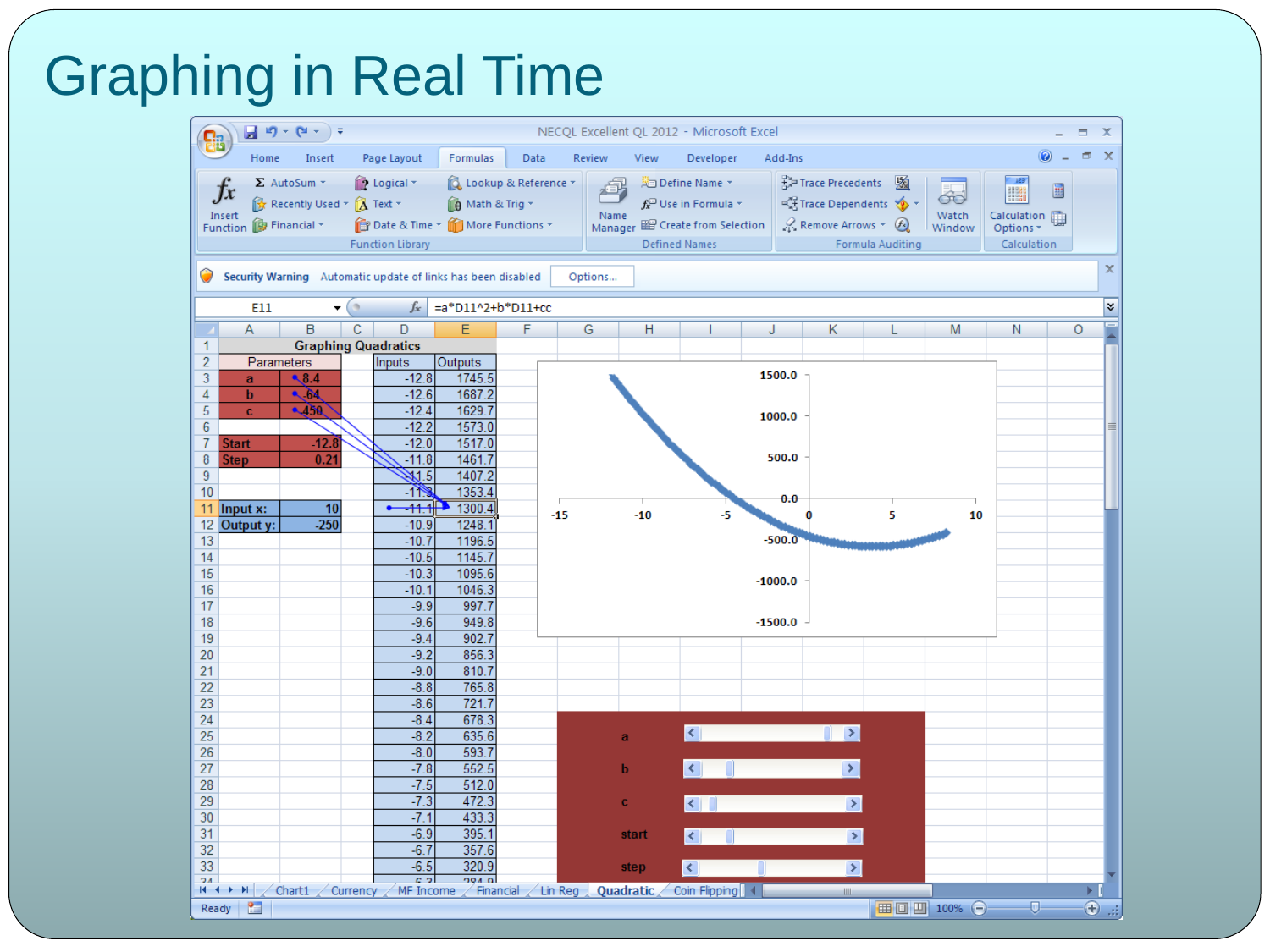# Graphing in Real Time

NECQL Excellent QL 2012 - Microsoft Excel

E11 =a*D11^2+b*D11+cc

| | A | B | C | D | E |
|---|---|---|---|---|---|
| 1 | Graphing Quadratics | | | | |
| 2 | Parameters | | | Inputs | Outputs |
| 3 | a | 8.4 | | -12.8 | 1745.5 |
| 4 | b | -64 | | -12.6 | 1687.2 |
| 5 | c | -450 | | -12.4 | 1629.7 |
| 6 | | | | -12.2 | 1573.0 |
| 7 | Start | -12.8 | | -12.0 | 1517.0 |
| 8 | Step | 0.21 | | -11.8 | 1461.7 |
| 9 | | | | -11.5 | 1407.2 |
| 10 | | | | -11.3 | 1353.4 |
| 11 | Input x: | 10 | | -11.1 | 1300.4 |
| 12 | Output y: | -250 | | -10.9 | 1248.1 |
| 13 | | | | -10.7 | 1196.5 |
| 14 | | | | -10.5 | 1145.7 |
| 15 | | | | -10.3 | 1095.6 |
| 16 | | | | -10.1 | 1046.3 |
| 17 | | | | -9.9 | 997.7 |
| 18 | | | | -9.6 | 949.8 |
| 19 | | | | -9.4 | 902.7 |
| 20 | | | | -9.2 | 856.3 |
| 21 | | | | -9.0 | 810.7 |
| 22 | | | | -8.8 | 765.8 |
| 23 | | | | -8.6 | 721.7 |
| 24 | | | | -8.4 | 678.3 |
| 25 | | | | -8.2 | 635.6 |
| 26 | | | | -8.0 | 593.7 |
| 27 | | | | -7.8 | 552.5 |
| 28 | | | | -7.5 | 512.0 |
| 29 | | | | -7.3 | 472.3 |
| 30 | | | | -7.1 | 433.3 |
| 31 | | | | -6.9 | 395.1 |
| 32 | | | | -6.7 | 357.6 |
| 33 | | | | -6.5 | 320.9 |

Sliders: a, b, c, start, step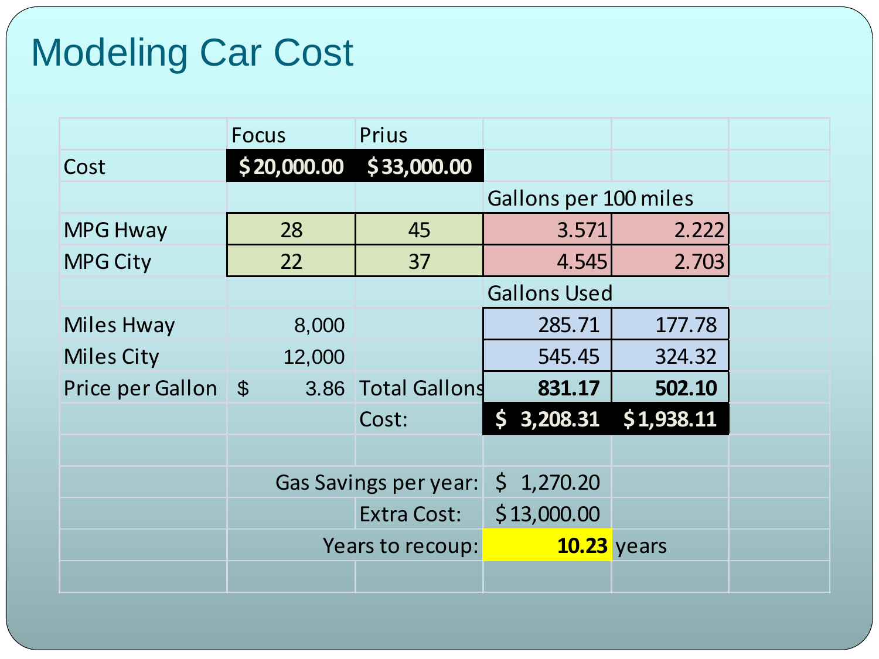# Modeling Car Cost

| | Focus | Prius | | | |
|---|---|---|---|---|---|
| Cost | $20,000.00 | $33,000.00 | | | |
| | | | Gallons per 100 miles | | |
| MPG Hway | 28 | 45 | 3.571 | 2.222 | |
| MPG City | 22 | 37 | 4.545 | 2.703 | |
| | | | Gallons Used | | |
| Miles Hway | 8,000 | | 285.71 | 177.78 | |
| Miles City | 12,000 | | 545.45 | 324.32 | |
| Price per Gallon | $ 3.86 | Total Gallons | **831.17** | **502.10** | |
| | | Cost: | **$ 3,208.31** | **$1,938.11** | |
| | | | | | |
| | | Gas Savings per year: | $ 1,270.20 | | |
| | | Extra Cost: | $13,000.00 | | |
| | | Years to recoup: | **10.23** | years | |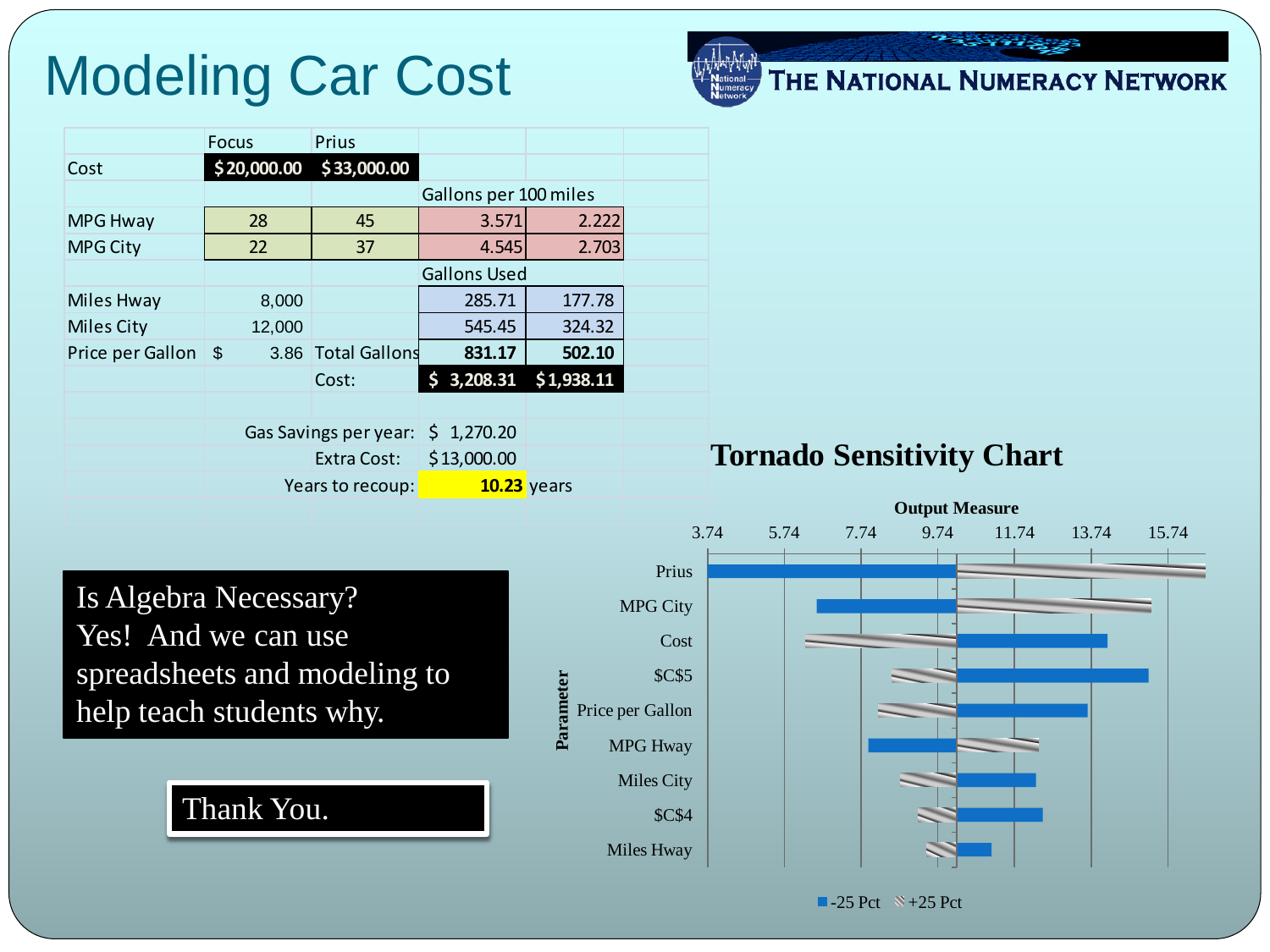# Modeling Car Cost

THE NATIONAL NUMERACY NETWORK

| | Focus | Prius | | | |
|---|---|---|---|---|---|
| Cost | $20,000.00 | $33,000.00 | | | |
| | | | Gallons per 100 miles | | |
| MPG Hway | 28 | 45 | 3.571 | 2.222 | |
| MPG City | 22 | 37 | 4.545 | 2.703 | |
| | | | Gallons Used | | |
| Miles Hway | 8,000 | | 285.71 | 177.78 | |
| Miles City | 12,000 | | 545.45 | 324.32 | |
| Price per Gallon | $ 3.86 | Total Gallons | **831.17** | **502.10** | |
| | | Cost: | **$ 3,208.31** | **$1,938.11** | |
| | | | | | |
| | Gas Savings per year: | | $ 1,270.20 | | |
| | | Extra Cost: | $13,000.00 | | |
| | | Years to recoup: | **10.23** | years | |

**Tornado Sensitivity Chart**

Output Measure

3.74 5.74 7.74 9.74 11.74 13.74 15.74

Parameter

Prius
MPG City
Cost
$C$5
Price per Gallon
MPG Hway
Miles City
$C$4
Miles Hway

-25 Pct +25 Pct

Is Algebra Necessary?
Yes! And we can use spreadsheets and modeling to help teach students why.

Thank You.